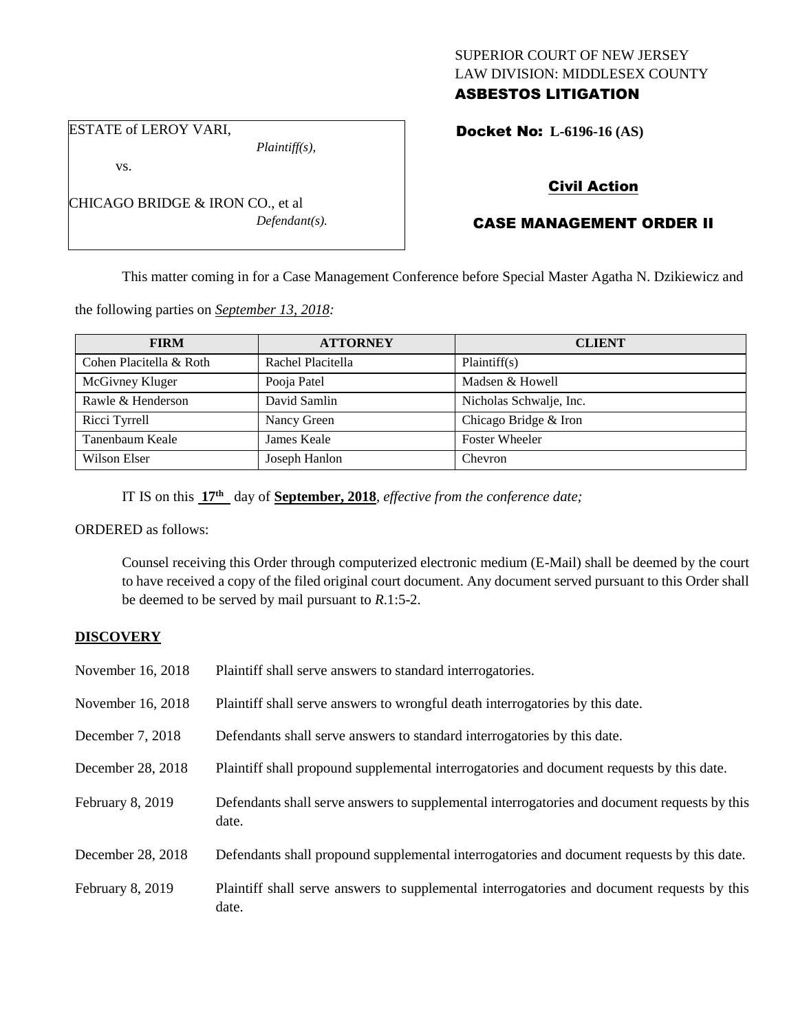SUPERIOR COURT OF NEW JERSEY
LAW DIVISION: MIDDLESEX COUNTY
**ASBESTOS LITIGATION**

ESTATE of LEROY VARI,
*Plaintiff(s),*

vs.

CHICAGO BRIDGE & IRON CO., et al
*Defendant(s).*

**Docket No: L-6196-16 (AS)**

**Civil Action**

**CASE MANAGEMENT ORDER II**

This matter coming in for a Case Management Conference before Special Master Agatha N. Dzikiewicz and the following parties on *September 13, 2018:*

| FIRM | ATTORNEY | CLIENT |
|---|---|---|
| Cohen Placitella & Roth | Rachel Placitella | Plaintiff(s) |
| McGivney Kluger | Pooja Patel | Madsen & Howell |
| Rawle & Henderson | David Samlin | Nicholas Schwalje, Inc. |
| Ricci Tyrrell | Nancy Green | Chicago Bridge & Iron |
| Tanenbaum Keale | James Keale | Foster Wheeler |
| Wilson Elser | Joseph Hanlon | Chevron |

IT IS on this **17th** day of **September, 2018**, *effective from the conference date;*

ORDERED as follows:

Counsel receiving this Order through computerized electronic medium (E-Mail) shall be deemed by the court to have received a copy of the filed original court document. Any document served pursuant to this Order shall be deemed to be served by mail pursuant to *R*.1:5-2.

**DISCOVERY**

| | |
|---|---|
| November 16, 2018 | Plaintiff shall serve answers to standard interrogatories. |
| November 16, 2018 | Plaintiff shall serve answers to wrongful death interrogatories by this date. |
| December 7, 2018 | Defendants shall serve answers to standard interrogatories by this date. |
| December 28, 2018 | Plaintiff shall propound supplemental interrogatories and document requests by this date. |
| February 8, 2019 | Defendants shall serve answers to supplemental interrogatories and document requests by this date. |
| December 28, 2018 | Defendants shall propound supplemental interrogatories and document requests by this date. |
| February 8, 2019 | Plaintiff shall serve answers to supplemental interrogatories and document requests by this date. |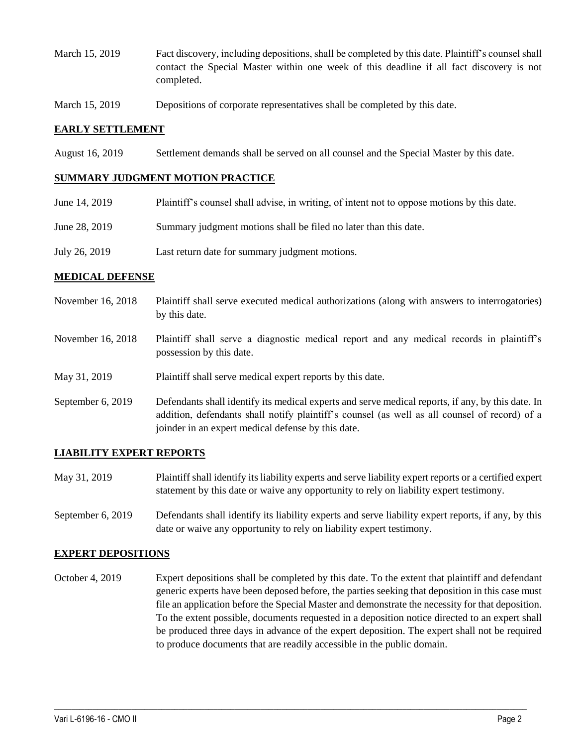March 15, 2019 Fact discovery, including depositions, shall be completed by this date. Plaintiff's counsel shall contact the Special Master within one week of this deadline if all fact discovery is not completed.

March 15, 2019 Depositions of corporate representatives shall be completed by this date.

## EARLY SETTLEMENT

August 16, 2019 Settlement demands shall be served on all counsel and the Special Master by this date.

## SUMMARY JUDGMENT MOTION PRACTICE

June 14, 2019 Plaintiff's counsel shall advise, in writing, of intent not to oppose motions by this date.

June 28, 2019 Summary judgment motions shall be filed no later than this date.

July 26, 2019 Last return date for summary judgment motions.

## MEDICAL DEFENSE

November 16, 2018 Plaintiff shall serve executed medical authorizations (along with answers to interrogatories) by this date.

November 16, 2018 Plaintiff shall serve a diagnostic medical report and any medical records in plaintiff's possession by this date.

May 31, 2019 Plaintiff shall serve medical expert reports by this date.

September 6, 2019 Defendants shall identify its medical experts and serve medical reports, if any, by this date. In addition, defendants shall notify plaintiff's counsel (as well as all counsel of record) of a joinder in an expert medical defense by this date.

## LIABILITY EXPERT REPORTS

May 31, 2019 Plaintiff shall identify its liability experts and serve liability expert reports or a certified expert statement by this date or waive any opportunity to rely on liability expert testimony.

September 6, 2019 Defendants shall identify its liability experts and serve liability expert reports, if any, by this date or waive any opportunity to rely on liability expert testimony.

## EXPERT DEPOSITIONS

October 4, 2019 Expert depositions shall be completed by this date. To the extent that plaintiff and defendant generic experts have been deposed before, the parties seeking that deposition in this case must file an application before the Special Master and demonstrate the necessity for that deposition. To the extent possible, documents requested in a deposition notice directed to an expert shall be produced three days in advance of the expert deposition. The expert shall not be required to produce documents that are readily accessible in the public domain.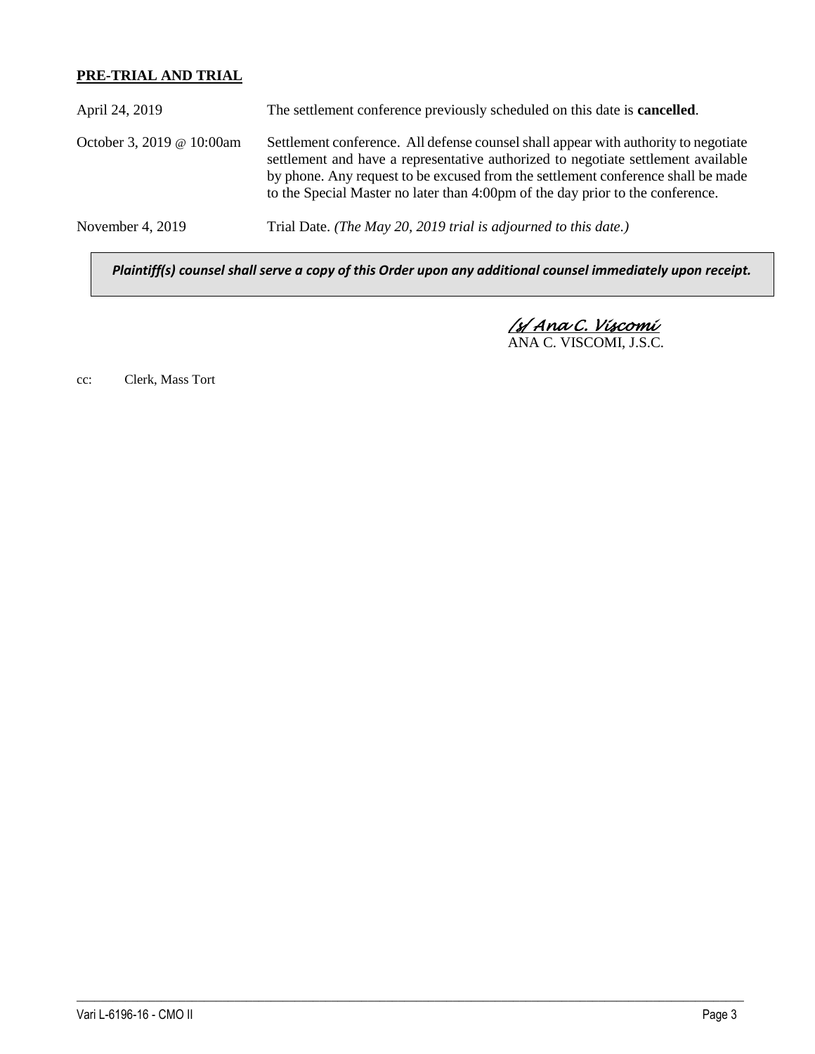**PRE-TRIAL AND TRIAL**

| | |
|---|---|
| April 24, 2019 | The settlement conference previously scheduled on this date is **cancelled**. |
| October 3, 2019 @ 10:00am | Settlement conference. All defense counsel shall appear with authority to negotiate settlement and have a representative authorized to negotiate settlement available by phone. Any request to be excused from the settlement conference shall be made to the Special Master no later than 4:00pm of the day prior to the conference. |
| November 4, 2019 | Trial Date. *(The May 20, 2019 trial is adjourned to this date.)* |

***Plaintiff(s) counsel shall serve a copy of this Order upon any additional counsel immediately upon receipt.***

*/s/ Ana C. Viscomi*
ANA C. VISCOMI, J.S.C.

cc: Clerk, Mass Tort

Vari L-6196-16 - CMO II